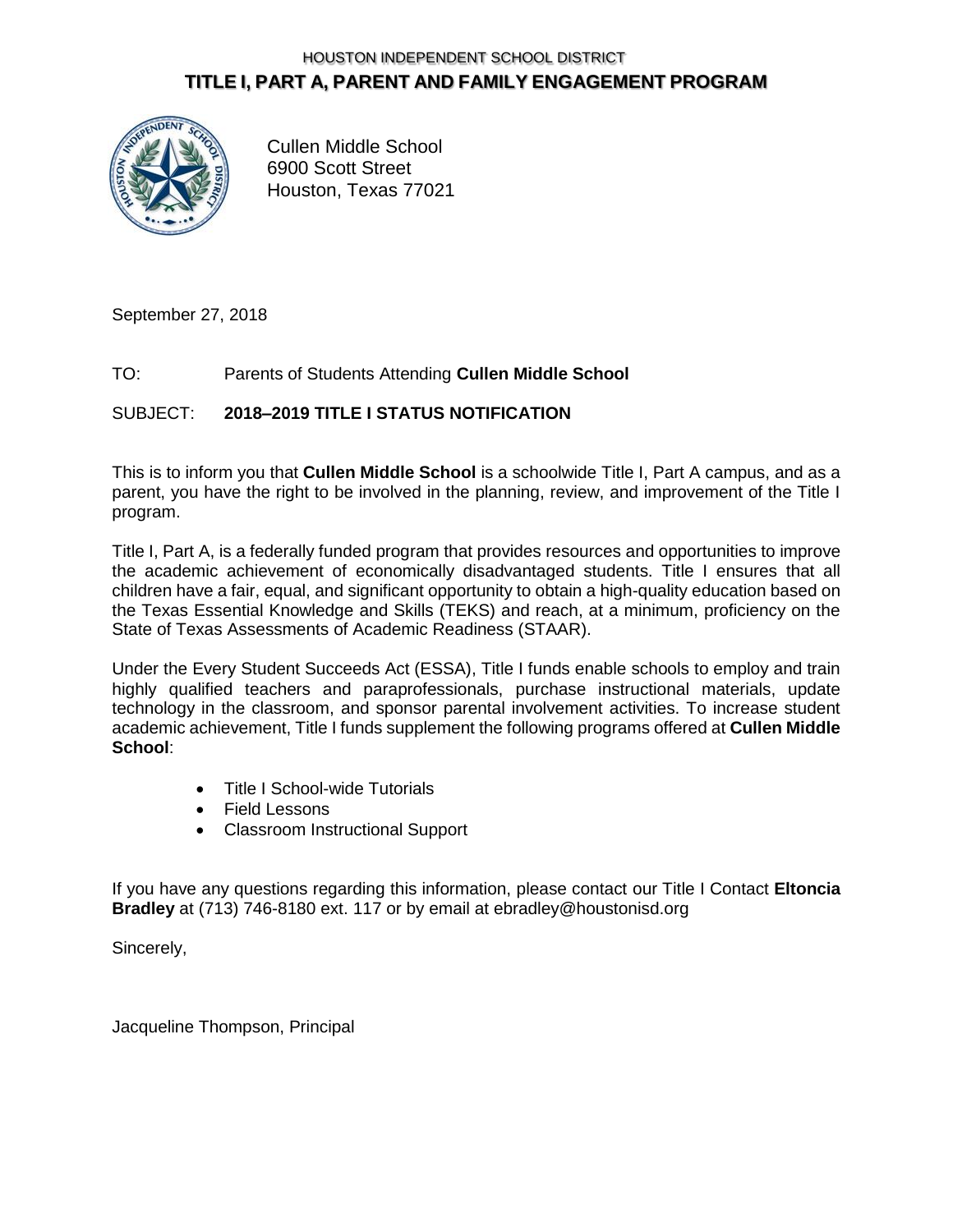HOUSTON INDEPENDENT SCHOOL DISTRICT

# TITLE I, PART A, PARENT AND FAMILY ENGAGEMENT PROGRAM

Cullen Middle School
6900 Scott Street
Houston, Texas 77021

September 27, 2018

TO: Parents of Students Attending **Cullen Middle School**

SUBJECT: **2018–2019 TITLE I STATUS NOTIFICATION**

This is to inform you that **Cullen Middle School** is a schoolwide Title I, Part A campus, and as a parent, you have the right to be involved in the planning, review, and improvement of the Title I program.

Title I, Part A, is a federally funded program that provides resources and opportunities to improve the academic achievement of economically disadvantaged students. Title I ensures that all children have a fair, equal, and significant opportunity to obtain a high-quality education based on the Texas Essential Knowledge and Skills (TEKS) and reach, at a minimum, proficiency on the State of Texas Assessments of Academic Readiness (STAAR).

Under the Every Student Succeeds Act (ESSA), Title I funds enable schools to employ and train highly qualified teachers and paraprofessionals, purchase instructional materials, update technology in the classroom, and sponsor parental involvement activities. To increase student academic achievement, Title I funds supplement the following programs offered at **Cullen Middle School**:

- Title I School-wide Tutorials
- Field Lessons
- Classroom Instructional Support

If you have any questions regarding this information, please contact our Title I Contact **Eltoncia Bradley** at (713) 746-8180 ext. 117 or by email at ebradley@houstonisd.org

Sincerely,

Jacqueline Thompson, Principal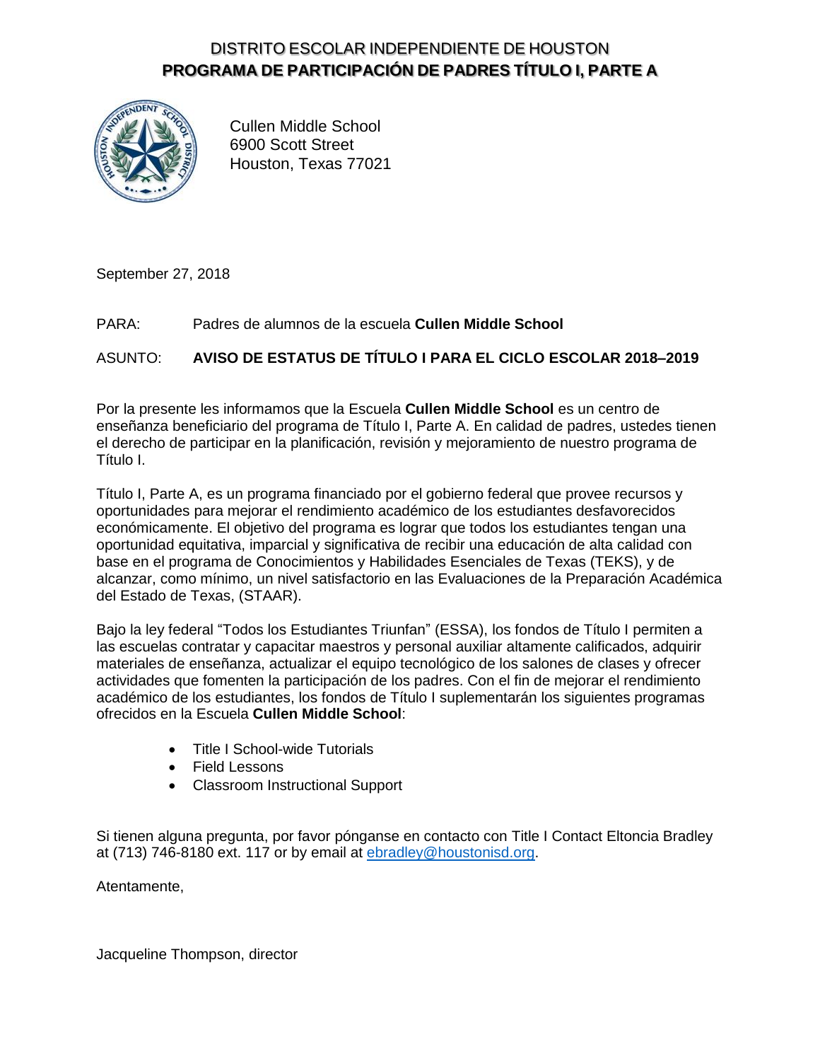# DISTRITO ESCOLAR INDEPENDIENTE DE HOUSTON
## PROGRAMA DE PARTICIPACIÓN DE PADRES TÍTULO I, PARTE A

Cullen Middle School
6900 Scott Street
Houston, Texas 77021

September 27, 2018

PARA: Padres de alumnos de la escuela **Cullen Middle School**

ASUNTO: **AVISO DE ESTATUS DE TÍTULO I PARA EL CICLO ESCOLAR 2018–2019**

Por la presente les informamos que la Escuela **Cullen Middle School** es un centro de enseñanza beneficiario del programa de Título I, Parte A. En calidad de padres, ustedes tienen el derecho de participar en la planificación, revisión y mejoramiento de nuestro programa de Título I.

Título I, Parte A, es un programa financiado por el gobierno federal que provee recursos y oportunidades para mejorar el rendimiento académico de los estudiantes desfavorecidos económicamente. El objetivo del programa es lograr que todos los estudiantes tengan una oportunidad equitativa, imparcial y significativa de recibir una educación de alta calidad con base en el programa de Conocimientos y Habilidades Esenciales de Texas (TEKS), y de alcanzar, como mínimo, un nivel satisfactorio en las Evaluaciones de la Preparación Académica del Estado de Texas, (STAAR).

Bajo la ley federal "Todos los Estudiantes Triunfan" (ESSA), los fondos de Título I permiten a las escuelas contratar y capacitar maestros y personal auxiliar altamente calificados, adquirir materiales de enseñanza, actualizar el equipo tecnológico de los salones de clases y ofrecer actividades que fomenten la participación de los padres. Con el fin de mejorar el rendimiento académico de los estudiantes, los fondos de Título I suplementarán los siguientes programas ofrecidos en la Escuela **Cullen Middle School**:

- Title I School-wide Tutorials
- Field Lessons
- Classroom Instructional Support

Si tienen alguna pregunta, por favor pónganse en contacto con Title I Contact Eltoncia Bradley at (713) 746-8180 ext. 117 or by email at ebradley@houstonisd.org.

Atentamente,

Jacqueline Thompson, director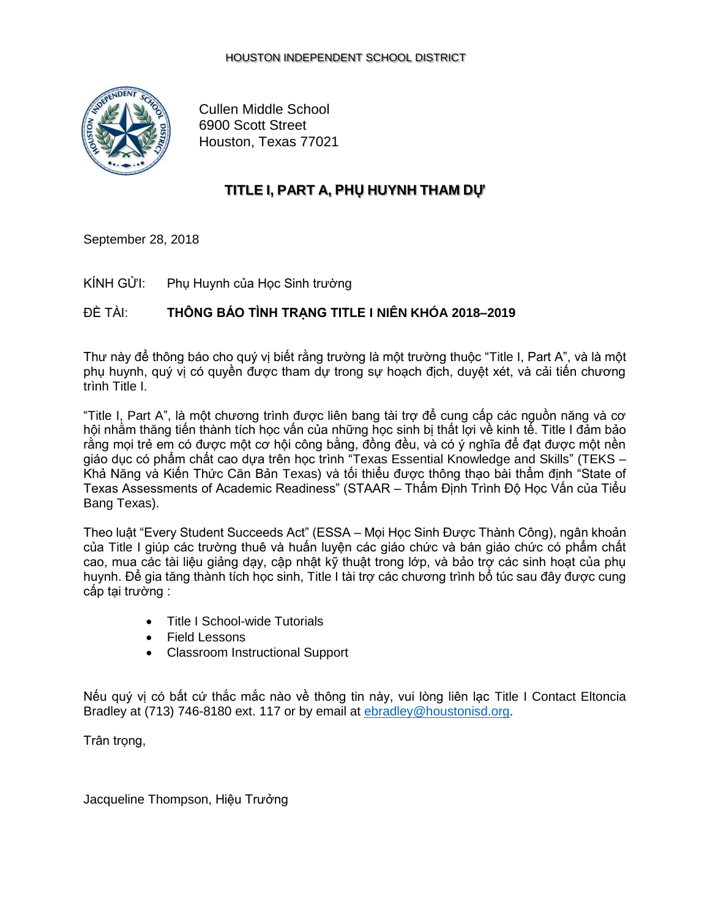HOUSTON INDEPENDENT SCHOOL DISTRICT

Cullen Middle School
6900 Scott Street
Houston, Texas 77021

## TITLE I, PART A, PHỤ HUYNH THAM DỰ

September 28, 2018

KÍNH GỬI: Phụ Huynh của Học Sinh trường

ĐỀ TÀI: **THÔNG BÁO TÌNH TRẠNG TITLE I NIÊN KHÓA 2018–2019**

Thư này để thông báo cho quý vị biết rằng trường là một trường thuộc "Title I, Part A", và là một phụ huynh, quý vị có quyền được tham dự trong sự hoạch địch, duyệt xét, và cải tiến chương trình Title I.

"Title I, Part A", là một chương trình được liên bang tài trợ để cung cấp các nguồn năng và cơ hội nhằm thăng tiến thành tích học vấn của những học sinh bị thất lợi về kinh tế. Title I đảm bảo rằng mọi trẻ em có được một cơ hội công bằng, đồng đều, và có ý nghĩa để đạt được một nền giáo dục có phẩm chất cao dựa trên học trình "Texas Essential Knowledge and Skills" (TEKS – Khả Năng và Kiến Thức Căn Bản Texas) và tối thiểu được thông thạo bài thẩm định "State of Texas Assessments of Academic Readiness" (STAAR – Thẩm Định Trình Độ Học Vấn của Tiểu Bang Texas).

Theo luật "Every Student Succeeds Act" (ESSA – Mọi Học Sinh Được Thành Công), ngân khoản của Title I giúp các trường thuê và huấn luyện các giáo chức và bán giáo chức có phẩm chất cao, mua các tài liệu giảng dạy, cập nhật kỹ thuật trong lớp, và bảo trợ các sinh hoạt của phụ huynh. Để gia tăng thành tích học sinh, Title I tài trợ các chương trình bổ túc sau đây được cung cấp tại trường :

- Title I School-wide Tutorials
- Field Lessons
- Classroom Instructional Support

Nếu quý vị có bất cứ thắc mắc nào về thông tin này, vui lòng liên lạc Title I Contact Eltoncia Bradley at (713) 746-8180 ext. 117 or by email at ebradley@houstonisd.org.

Trân trọng,

Jacqueline Thompson, Hiệu Trưởng